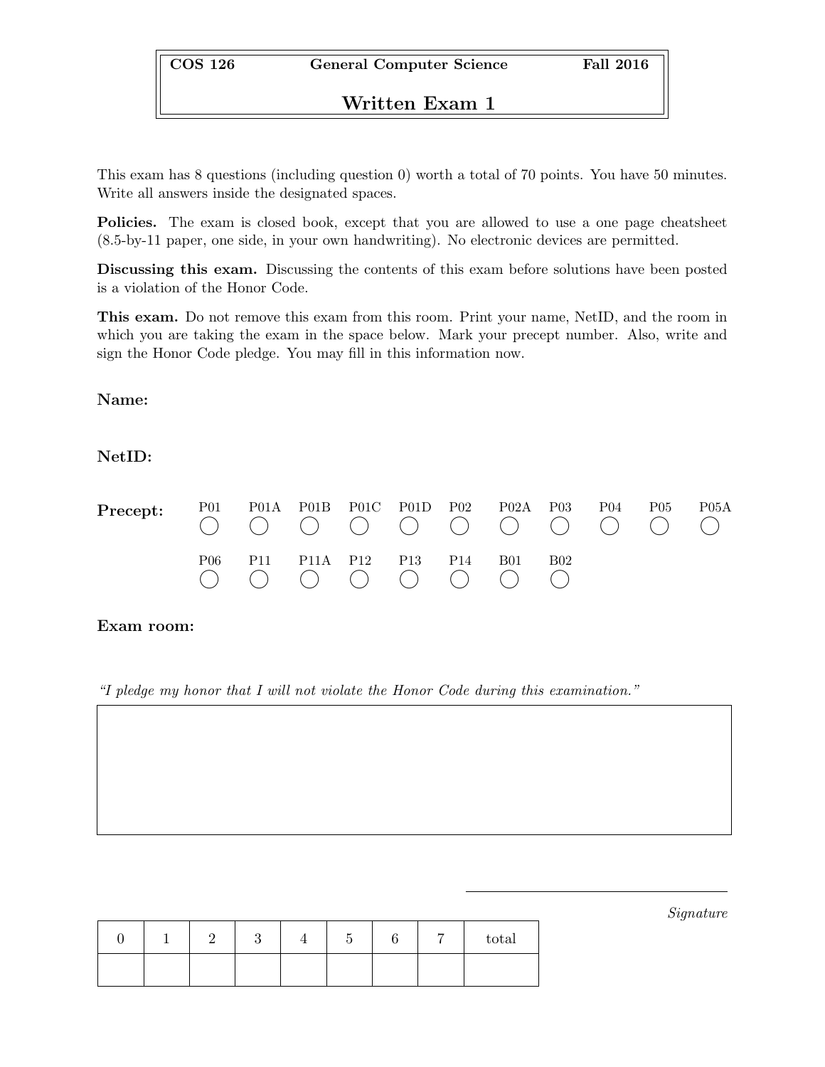| COS 126 | General Computer Science | Fall 2016 |
| --- | --- | --- |
| | **Written Exam 1** | |

This exam has 8 questions (including question 0) worth a total of 70 points. You have 50 minutes. Write all answers inside the designated spaces.

**Policies.** The exam is closed book, except that you are allowed to use a one page cheatsheet (8.5-by-11 paper, one side, in your own handwriting). No electronic devices are permitted.

**Discussing this exam.** Discussing the contents of this exam before solutions have been posted is a violation of the Honor Code.

**This exam.** Do not remove this exam from this room. Print your name, NetID, and the room in which you are taking the exam in the space below. Mark your precept number. Also, write and sign the Honor Code pledge. You may fill in this information now.

**Name:**

**NetID:**

**Precept:**

| P01 | P01A | P01B | P01C | P01D | P02 | P02A | P03 | P04 | P05 | P05A |
| --- | --- | --- | --- | --- | --- | --- | --- | --- | --- | --- |
| ◯ | ◯ | ◯ | ◯ | ◯ | ◯ | ◯ | ◯ | ◯ | ◯ | ◯ |
| **P06** | **P11** | **P11A** | **P12** | **P13** | **P14** | **B01** | **B02** | | | |
| ◯ | ◯ | ◯ | ◯ | ◯ | ◯ | ◯ | ◯ | | | |

**Exam room:**

*"I pledge my honor that I will not violate the Honor Code during this examination."*

\_\_\_\_\_\_\_\_\_\_\_\_\_\_\_\_\_\_\_\_\_\_\_\_\_\_\_\_\_\_

*Signature*

| 0 | 1 | 2 | 3 | 4 | 5 | 6 | 7 | total |
| --- | --- | --- | --- | --- | --- | --- | --- | --- |
| | | | | | | | | |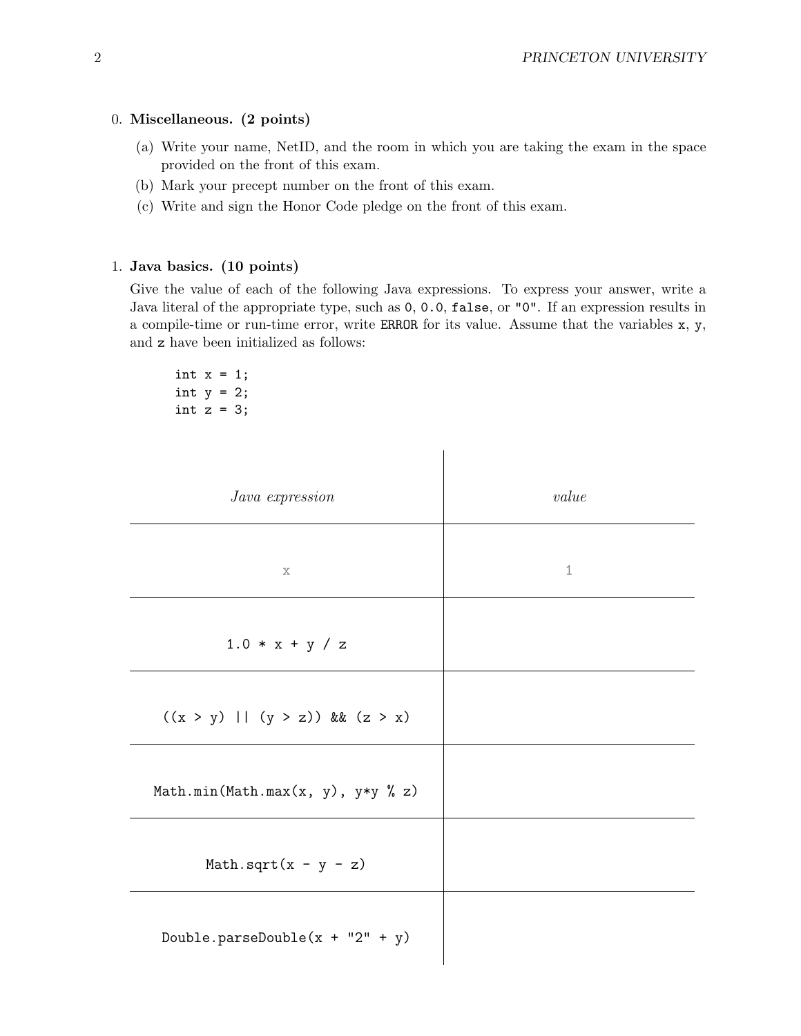0. **Miscellaneous. (2 points)**

   (a) Write your name, NetID, and the room in which you are taking the exam in the space provided on the front of this exam.

   (b) Mark your precept number on the front of this exam.

   (c) Write and sign the Honor Code pledge on the front of this exam.

1. **Java basics. (10 points)**

   Give the value of each of the following Java expressions. To express your answer, write a Java literal of the appropriate type, such as `0`, `0.0`, `false`, or `"0"`. If an expression results in a compile-time or run-time error, write `ERROR` for its value. Assume that the variables `x`, `y`, and `z` have been initialized as follows:

```
int x = 1;
int y = 2;
int z = 3;
```

| *Java expression* | *value* |
|---|---|
| `x` | `1` |
| `1.0 * x + y / z` | |
| `((x > y) \|\| (y > z)) && (z > x)` | |
| `Math.min(Math.max(x, y), y*y % z)` | |
| `Math.sqrt(x - y - z)` | |
| `Double.parseDouble(x + "2" + y)` | |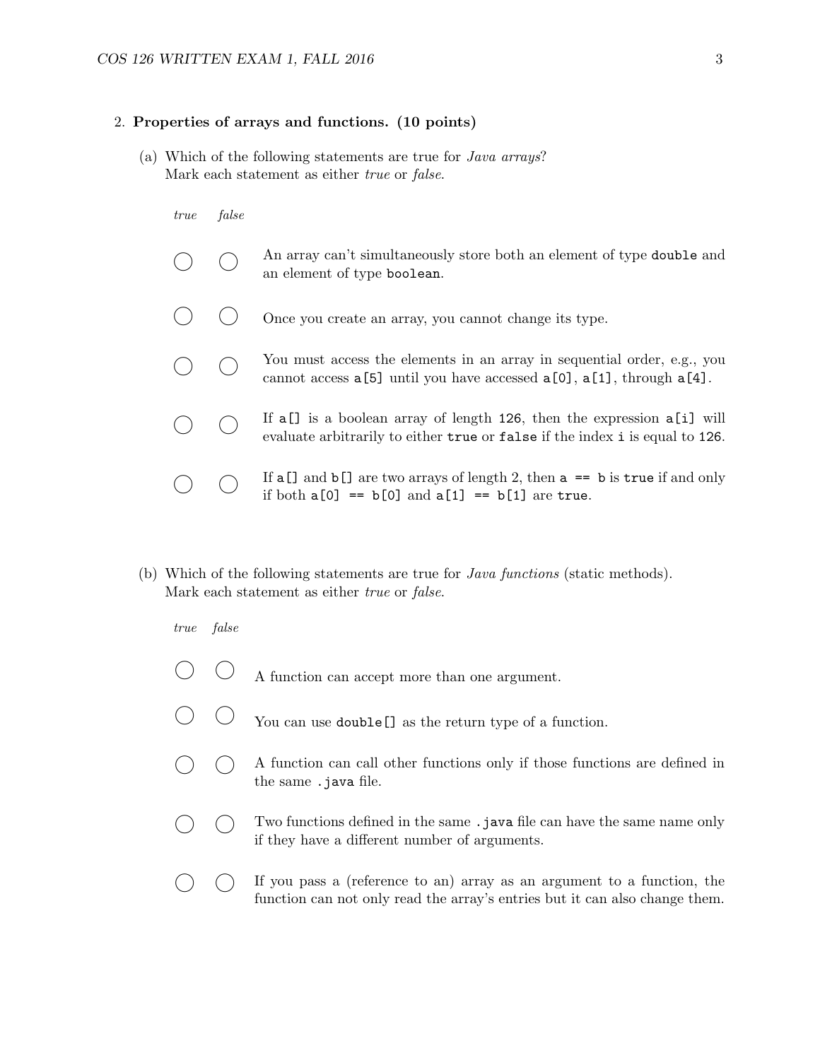2. **Properties of arrays and functions. (10 points)**

   (a) Which of the following statements are true for *Java arrays*?
   Mark each statement as either *true* or *false*.

| *true* | *false* | |
|---|---|---|
| ◯ | ◯ | An array can't simultaneously store both an element of type `double` and an element of type `boolean`. |
| ◯ | ◯ | Once you create an array, you cannot change its type. |
| ◯ | ◯ | You must access the elements in an array in sequential order, e.g., you cannot access `a[5]` until you have accessed `a[0]`, `a[1]`, through `a[4]`. |
| ◯ | ◯ | If `a[]` is a boolean array of length `126`, then the expression `a[i]` will evaluate arbitrarily to either `true` or `false` if the index `i` is equal to `126`. |
| ◯ | ◯ | If `a[]` and `b[]` are two arrays of length 2, then `a == b` is `true` if and only if both `a[0] == b[0]` and `a[1] == b[1]` are `true`. |

   (b) Which of the following statements are true for *Java functions* (static methods).
   Mark each statement as either *true* or *false*.

| *true* | *false* | |
|---|---|---|
| ◯ | ◯ | A function can accept more than one argument. |
| ◯ | ◯ | You can use `double[]` as the return type of a function. |
| ◯ | ◯ | A function can call other functions only if those functions are defined in the same `.java` file. |
| ◯ | ◯ | Two functions defined in the same `.java` file can have the same name only if they have a different number of arguments. |
| ◯ | ◯ | If you pass a (reference to an) array as an argument to a function, the function can not only read the array's entries but it can also change them. |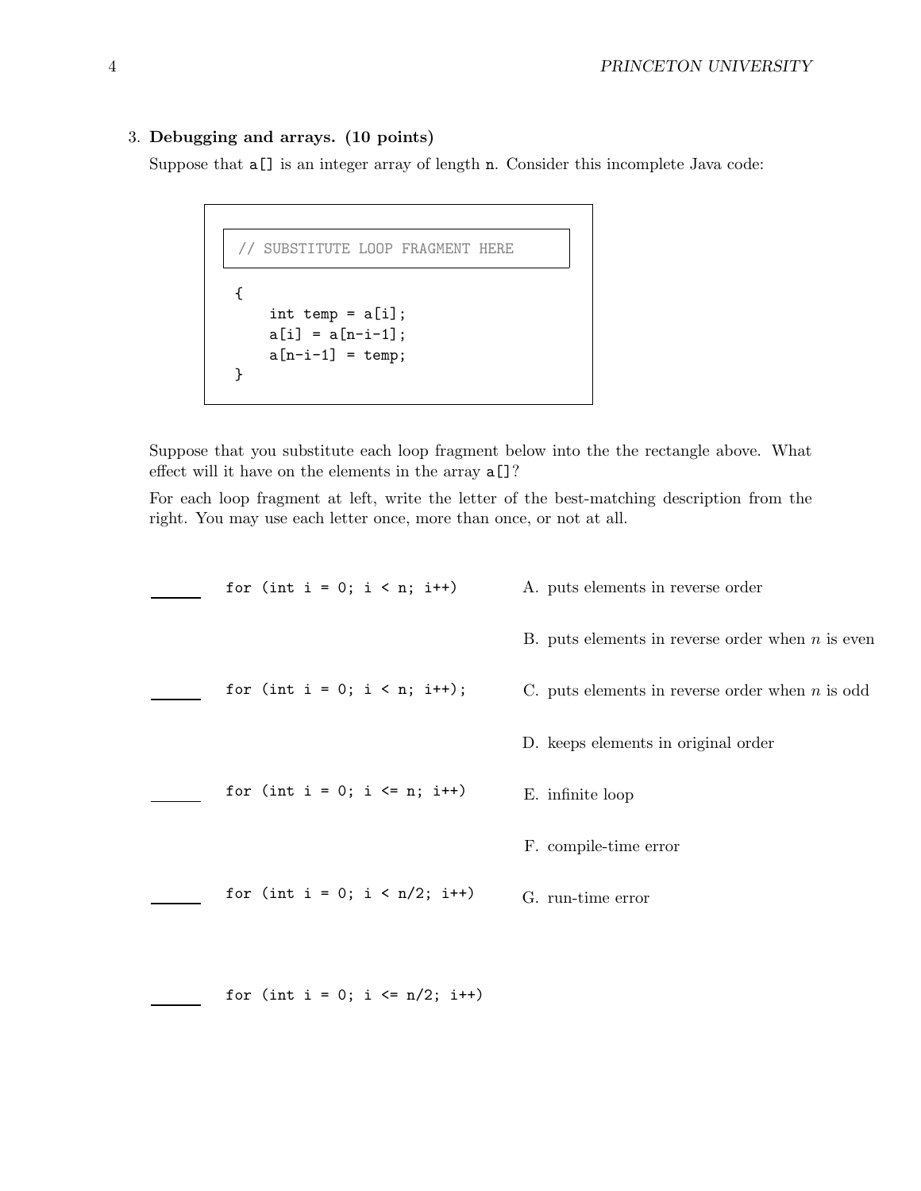### 3. **Debugging and arrays. (10 points)**

Suppose that `a[]` is an integer array of length `n`. Consider this incomplete Java code:

```
// SUBSTITUTE LOOP FRAGMENT HERE

{
    int temp = a[i];
    a[i] = a[n-i-1];
    a[n-i-1] = temp;
}
```

Suppose that you substitute each loop fragment below into the the rectangle above. What effect will it have on the elements in the array `a[]`?

For each loop fragment at left, write the letter of the best-matching description from the right. You may use each letter once, more than once, or not at all.

______ `for (int i = 0; i < n; i++)`

______ `for (int i = 0; i < n; i++);`

______ `for (int i = 0; i <= n; i++)`

______ `for (int i = 0; i < n/2; i++)`

______ `for (int i = 0; i <= n/2; i++)`

A. puts elements in reverse order

B. puts elements in reverse order when $n$ is even

C. puts elements in reverse order when $n$ is odd

D. keeps elements in original order

E. infinite loop

F. compile-time error

G. run-time error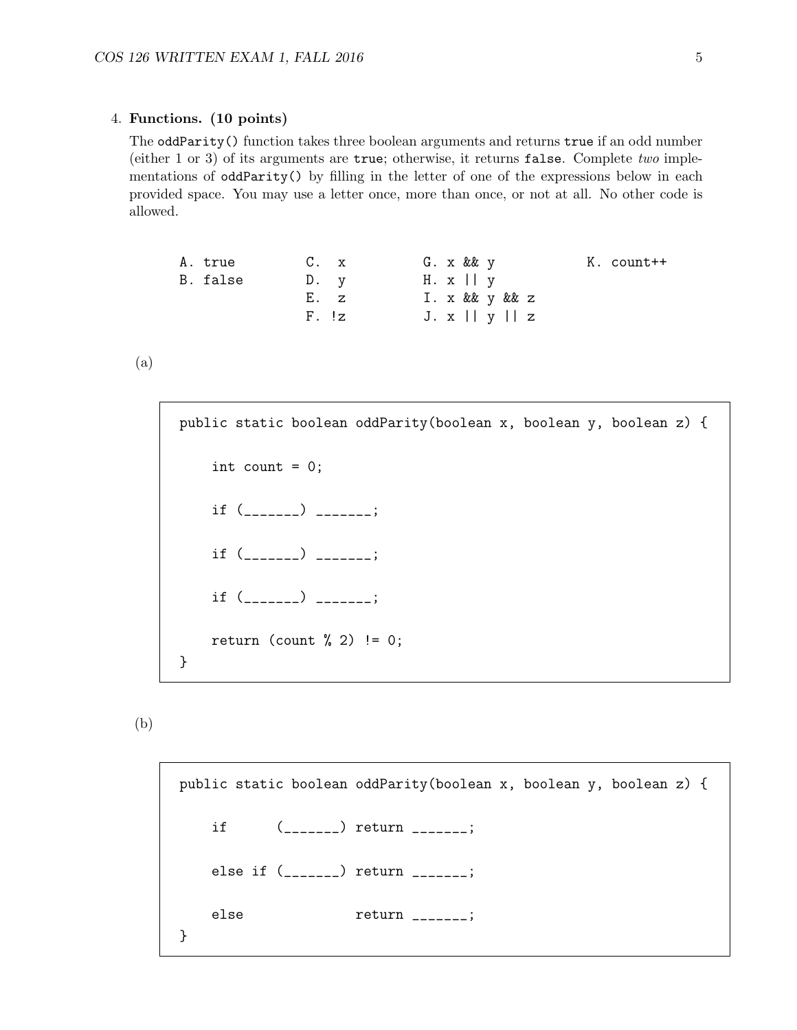4. **Functions. (10 points)**

The `oddParity()` function takes three boolean arguments and returns `true` if an odd number (either 1 or 3) of its arguments are `true`; otherwise, it returns `false`. Complete *two* implementations of `oddParity()` by filling in the letter of one of the expressions below in each provided space. You may use a letter once, more than once, or not at all. No other code is allowed.

```
A. true        C.  x        G. x && y          K. count++
B. false       D.  y        H. x || y
               E.  z        I. x && y && z
               F. !z        J. x || y || z
```

(a)

```
public static boolean oddParity(boolean x, boolean y, boolean z) {

    int count = 0;

    if (_______) _______;

    if (_______) _______;

    if (_______) _______;

    return (count % 2) != 0;
}
```

(b)

```
public static boolean oddParity(boolean x, boolean y, boolean z) {

    if      (_______) return _______;

    else if (_______) return _______;

    else              return _______;
}
```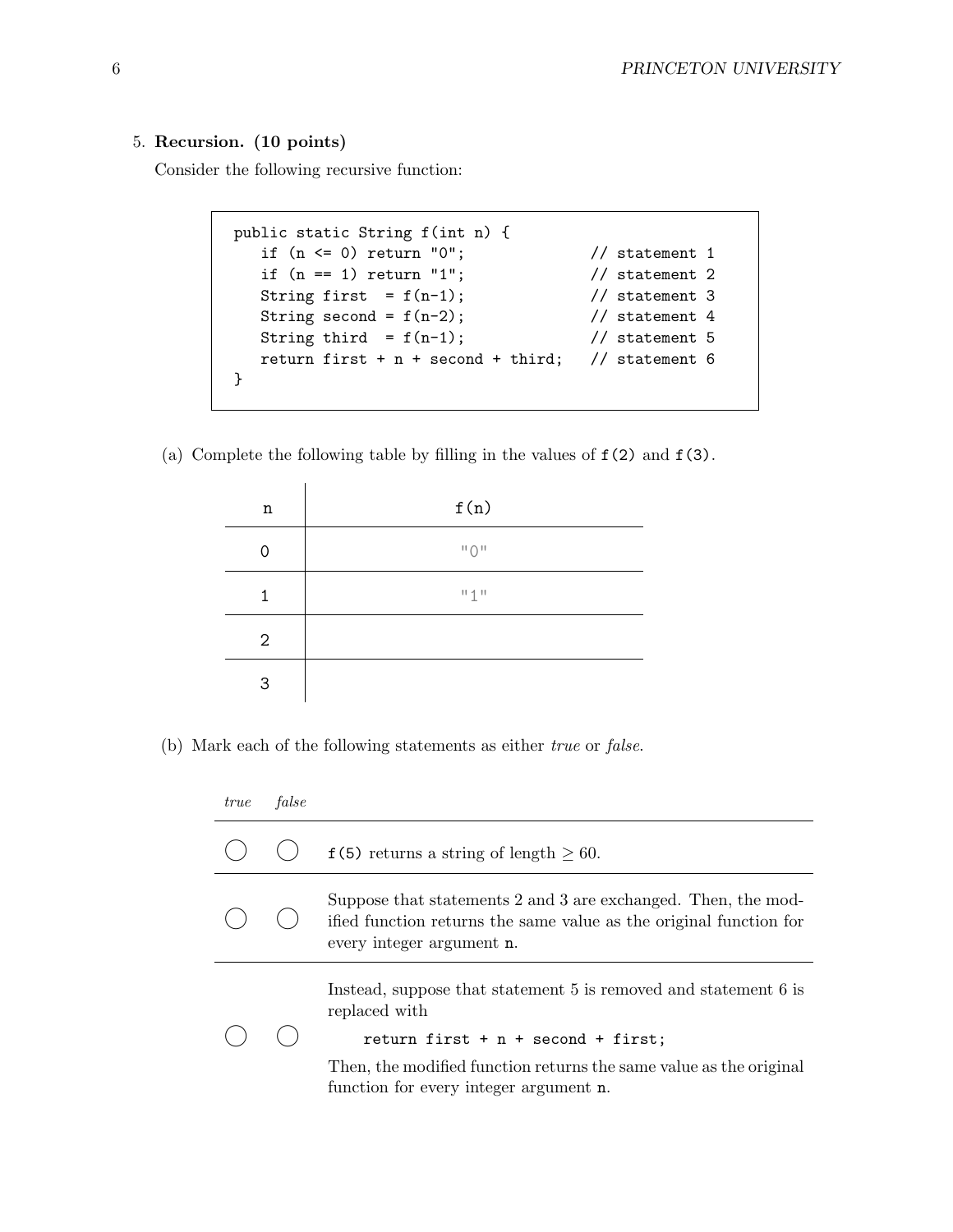5. **Recursion. (10 points)**

Consider the following recursive function:

```
public static String f(int n) {
   if (n <= 0) return "0";              // statement 1
   if (n == 1) return "1";              // statement 2
   String first  = f(n-1);              // statement 3
   String second = f(n-2);              // statement 4
   String third  = f(n-1);              // statement 5
   return first + n + second + third;   // statement 6
}
```

(a) Complete the following table by filling in the values of `f(2)` and `f(3)`.

| n | f(n) |
|---|---|
| 0 | "0" |
| 1 | "1" |
| 2 | |
| 3 | |

(b) Mark each of the following statements as either *true* or *false*.

| *true* | *false* | |
|---|---|---|
| ◯ | ◯ | `f(5)` returns a string of length $\geq 60$. |
| ◯ | ◯ | Suppose that statements 2 and 3 are exchanged. Then, the modified function returns the same value as the original function for every integer argument `n`. |
| ◯ | ◯ | Instead, suppose that statement 5 is removed and statement 6 is replaced with `return first + n + second + first;` Then, the modified function returns the same value as the original function for every integer argument `n`. |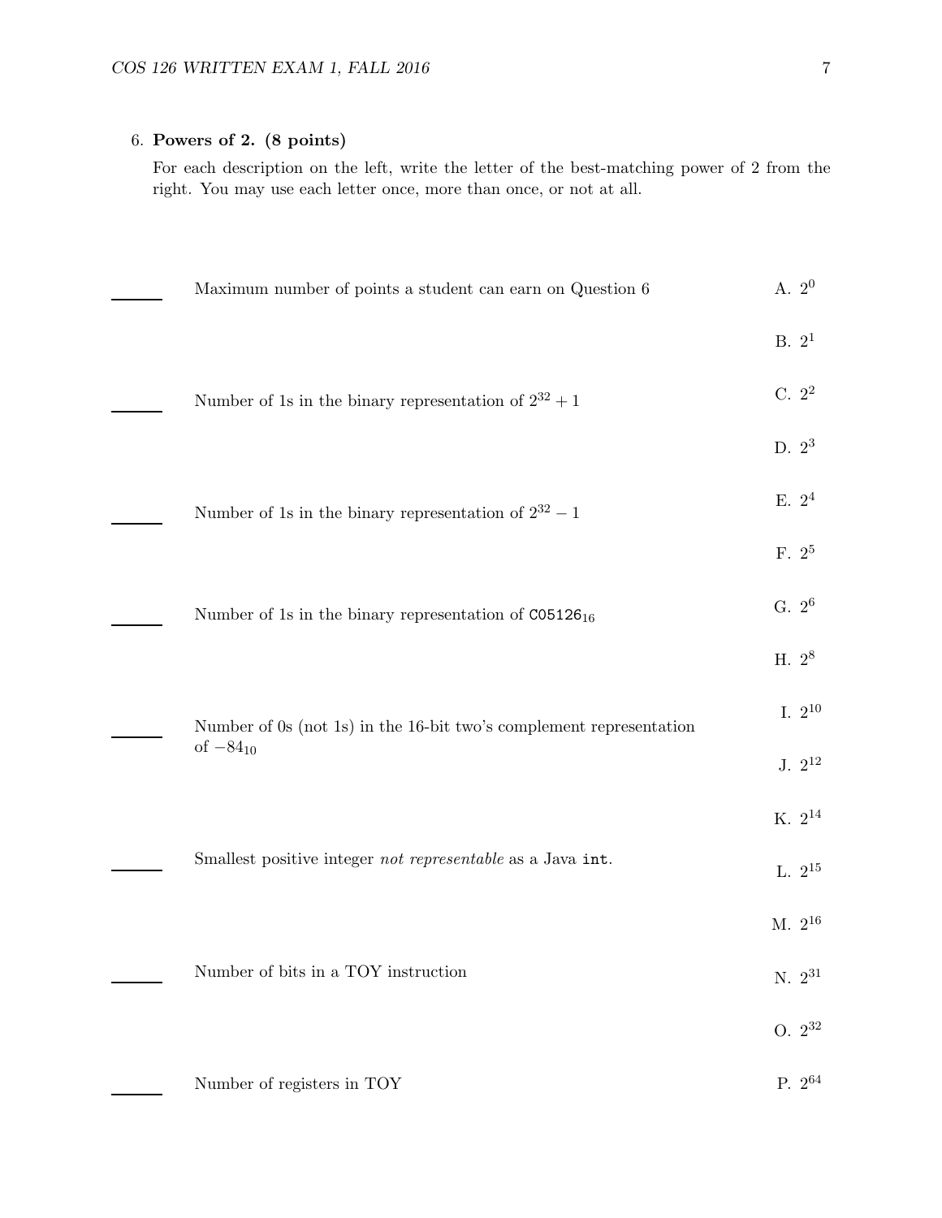6. **Powers of 2. (8 points)**

   For each description on the left, write the letter of the best-matching power of 2 from the right. You may use each letter once, more than once, or not at all.

| | Description | | Choice |
|---|---|---|---|
| ____ | Maximum number of points a student can earn on Question 6 | A. | $2^0$ |
| | | B. | $2^1$ |
| ____ | Number of 1s in the binary representation of $2^{32} + 1$ | C. | $2^2$ |
| | | D. | $2^3$ |
| ____ | Number of 1s in the binary representation of $2^{32} - 1$ | E. | $2^4$ |
| | | F. | $2^5$ |
| ____ | Number of 1s in the binary representation of $\texttt{C05126}_{16}$ | G. | $2^6$ |
| | | H. | $2^8$ |
| ____ | Number of 0s (not 1s) in the 16-bit two's complement representation of $-84_{10}$ | I. | $2^{10}$ |
| | | J. | $2^{12}$ |
| | | K. | $2^{14}$ |
| ____ | Smallest positive integer *not representable* as a Java `int`. | L. | $2^{15}$ |
| | | M. | $2^{16}$ |
| ____ | Number of bits in a TOY instruction | N. | $2^{31}$ |
| | | O. | $2^{32}$ |
| ____ | Number of registers in TOY | P. | $2^{64}$ |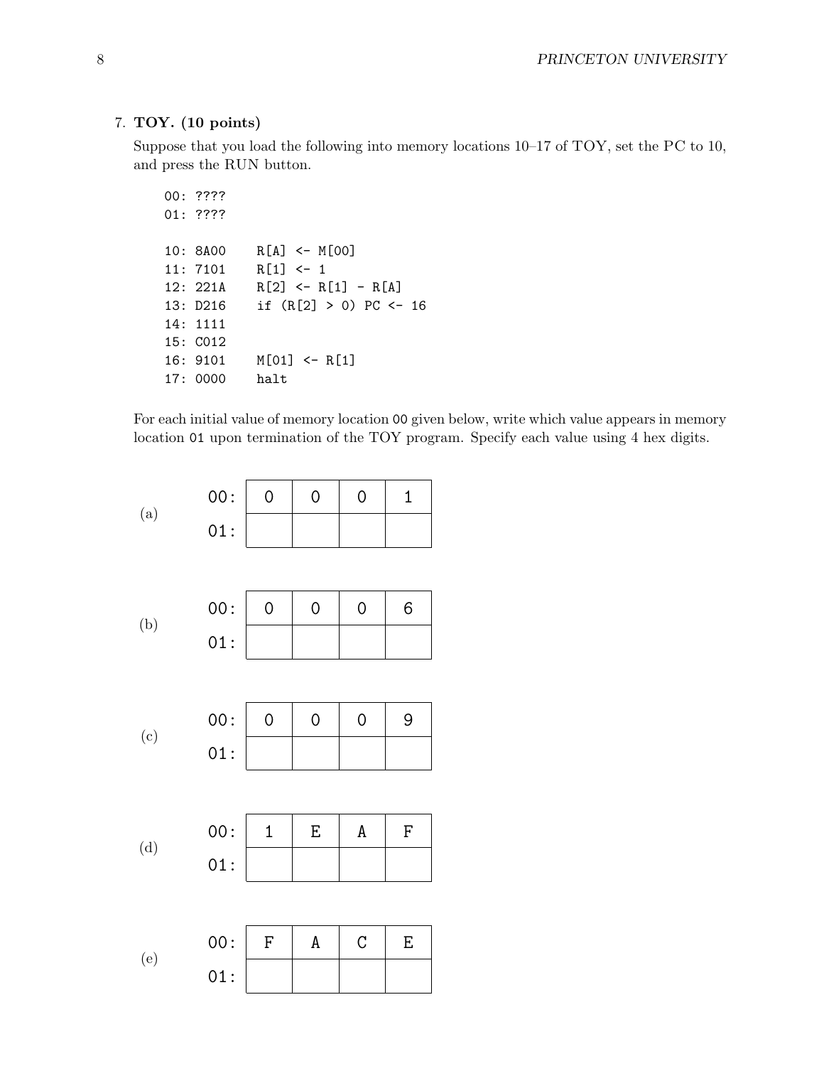7. **TOY. (10 points)**

Suppose that you load the following into memory locations 10–17 of TOY, set the PC to 10, and press the RUN button.

```
00: ????
01: ????

10: 8A00    R[A] <- M[00]
11: 7101    R[1] <- 1
12: 221A    R[2] <- R[1] - R[A]
13: D216    if (R[2] > 0) PC <- 16
14: 1111
15: C012
16: 9101    M[01] <- R[1]
17: 0000    halt
```

For each initial value of memory location 00 given below, write which value appears in memory location 01 upon termination of the TOY program. Specify each value using 4 hex digits.

(a)

| | | | | |
|---|---|---|---|---|
| 00: | 0 | 0 | 0 | 1 |
| 01: | | | | |

(b)

| | | | | |
|---|---|---|---|---|
| 00: | 0 | 0 | 0 | 6 |
| 01: | | | | |

(c)

| | | | | |
|---|---|---|---|---|
| 00: | 0 | 0 | 0 | 9 |
| 01: | | | | |

(d)

| | | | | |
|---|---|---|---|---|
| 00: | 1 | E | A | F |
| 01: | | | | |

(e)

| | | | | |
|---|---|---|---|---|
| 00: | F | A | C | E |
| 01: | | | | |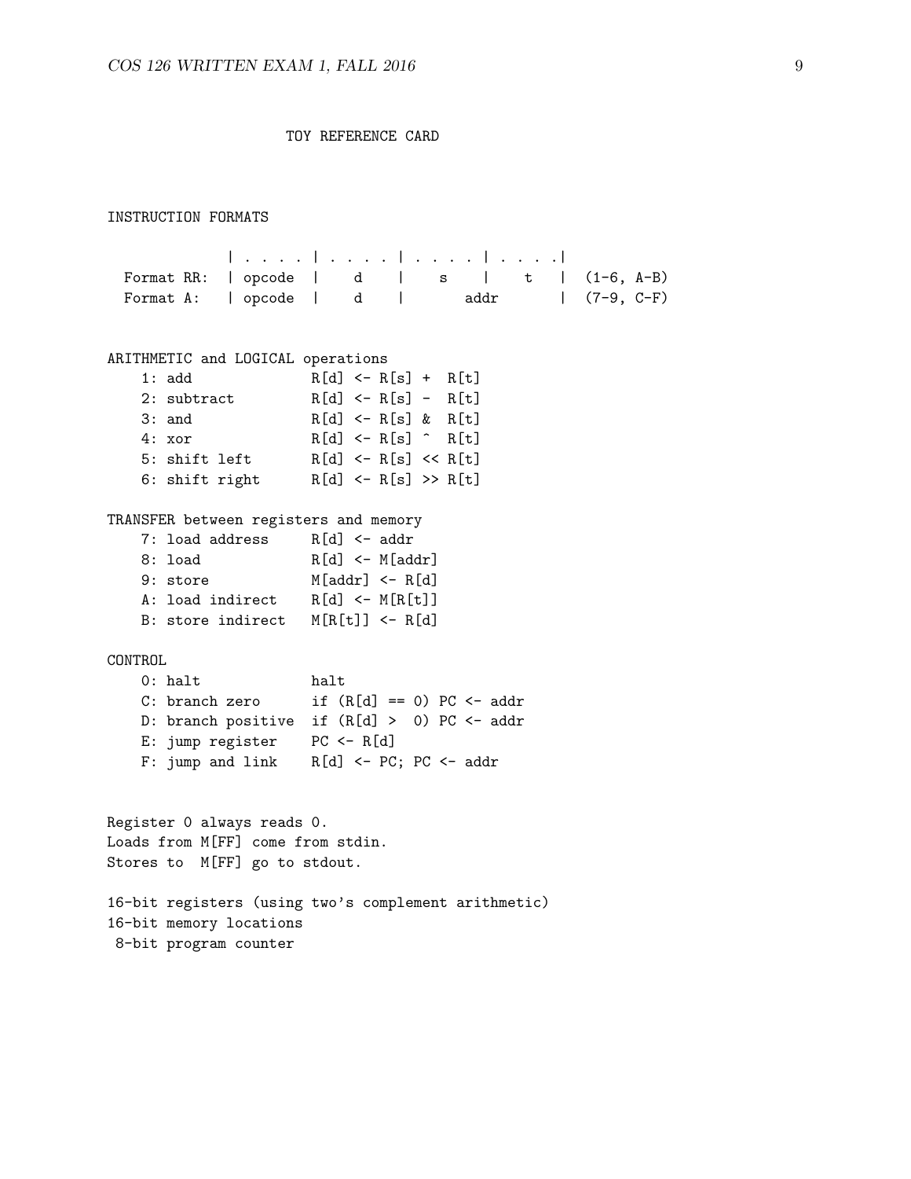```
                    TOY REFERENCE CARD



INSTRUCTION FORMATS

             | . . . . | . . . . | . . . . | . . . .|
  Format RR: | opcode  |    d    |    s    |    t   |  (1-6, A-B)
  Format A:  | opcode  |    d    |       addr       |  (7-9, C-F)


ARITHMETIC and LOGICAL operations
    1: add              R[d] <- R[s] +  R[t]
    2: subtract         R[d] <- R[s] -  R[t]
    3: and              R[d] <- R[s] &  R[t]
    4: xor              R[d] <- R[s] ^  R[t]
    5: shift left       R[d] <- R[s] << R[t]
    6: shift right      R[d] <- R[s] >> R[t]

TRANSFER between registers and memory
    7: load address     R[d] <- addr
    8: load             R[d] <- M[addr]
    9: store            M[addr] <- R[d]
    A: load indirect    R[d] <- M[R[t]]
    B: store indirect   M[R[t]] <- R[d]

CONTROL
    0: halt             halt
    C: branch zero      if (R[d] == 0) PC <- addr
    D: branch positive  if (R[d] >  0) PC <- addr
    E: jump register    PC <- R[d]
    F: jump and link    R[d] <- PC; PC <- addr


Register 0 always reads 0.
Loads from M[FF] come from stdin.
Stores to  M[FF] go to stdout.

16-bit registers (using two's complement arithmetic)
16-bit memory locations
 8-bit program counter
```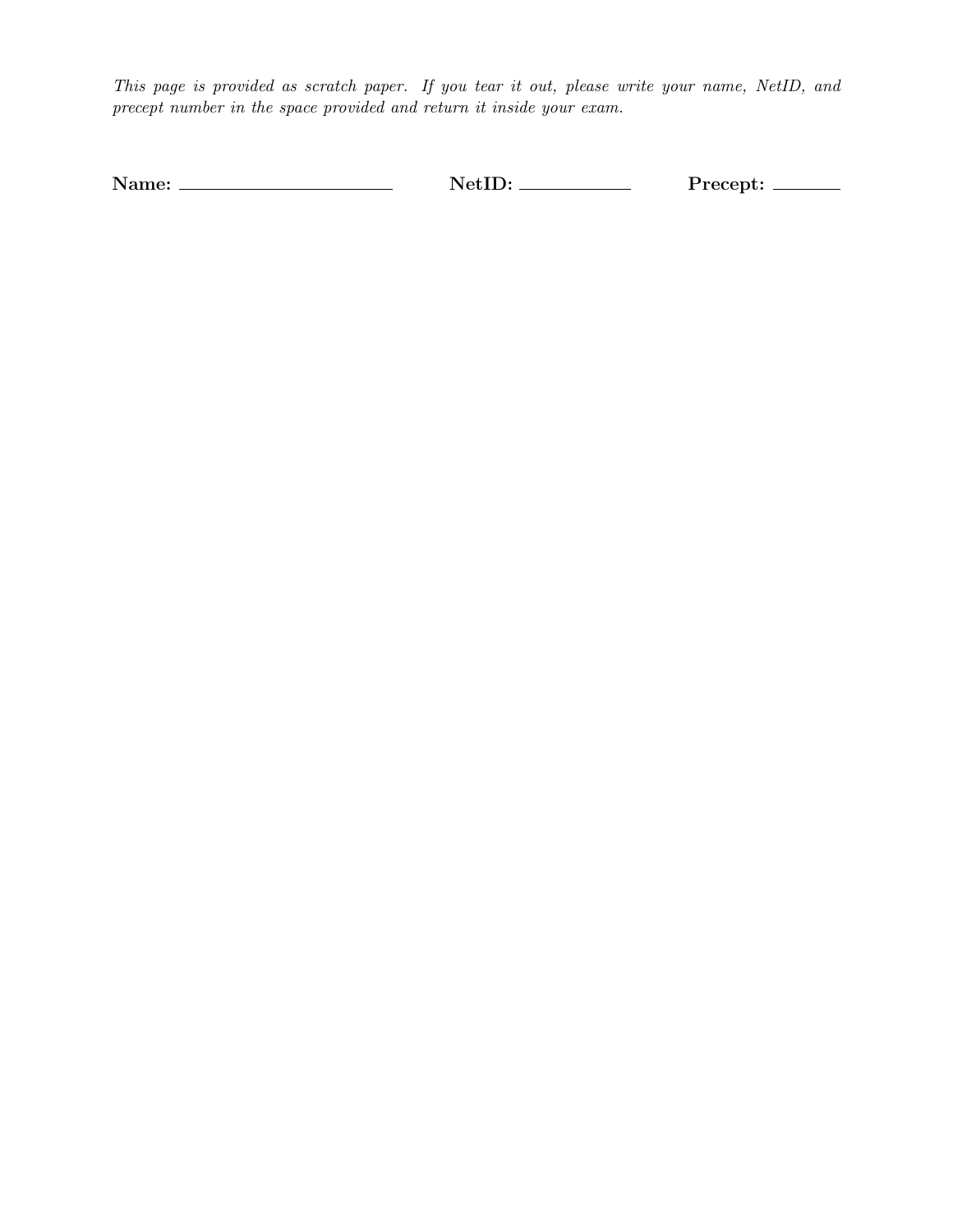*This page is provided as scratch paper. If you tear it out, please write your name, NetID, and precept number in the space provided and return it inside your exam.*

**Name:** ______________________ **NetID:** ___________ **Precept:** _______